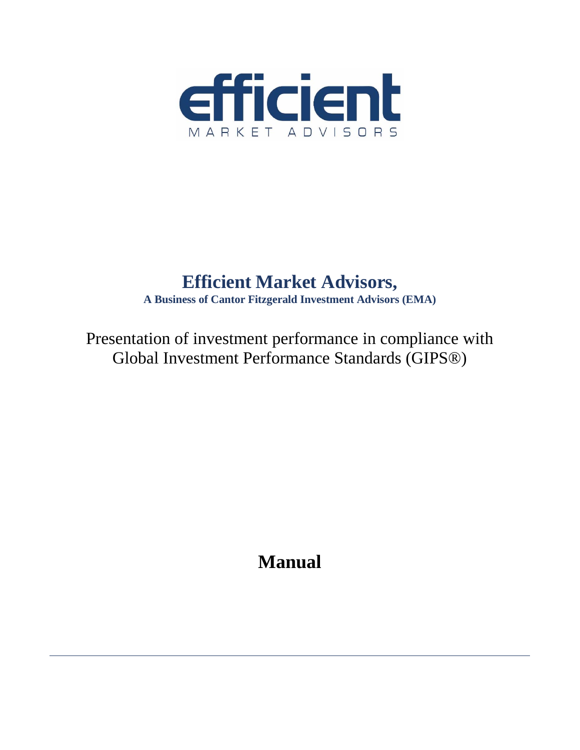# Efficient Market Advisors,

**A Business of Cantor Fitzgerald Investment Advisors (EMA)**

Presentation of investment performance in compliance with Global Investment Performance Standards (GIPS®)

# Manual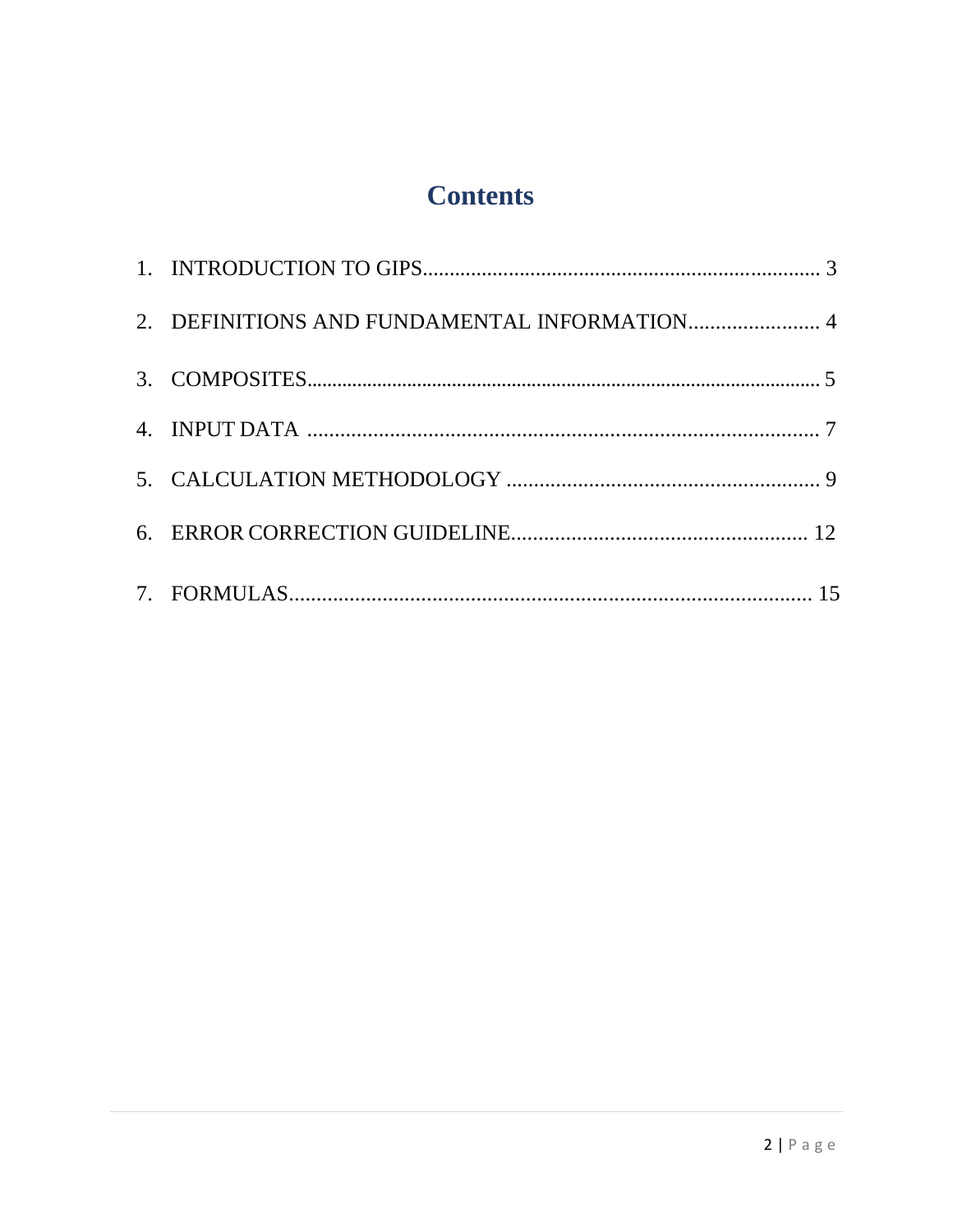# Contents

1. INTRODUCTION TO GIPS........................................................................ 3
2. DEFINITIONS AND FUNDAMENTAL INFORMATION........................ 4
3. COMPOSITES.................................................................................................. 5
4. INPUT DATA ............................................................................................ 7
5. CALCULATION METHODOLOGY ......................................................... 9
6. ERROR CORRECTION GUIDELINE...................................................... 12
7. FORMULAS............................................................................................... 15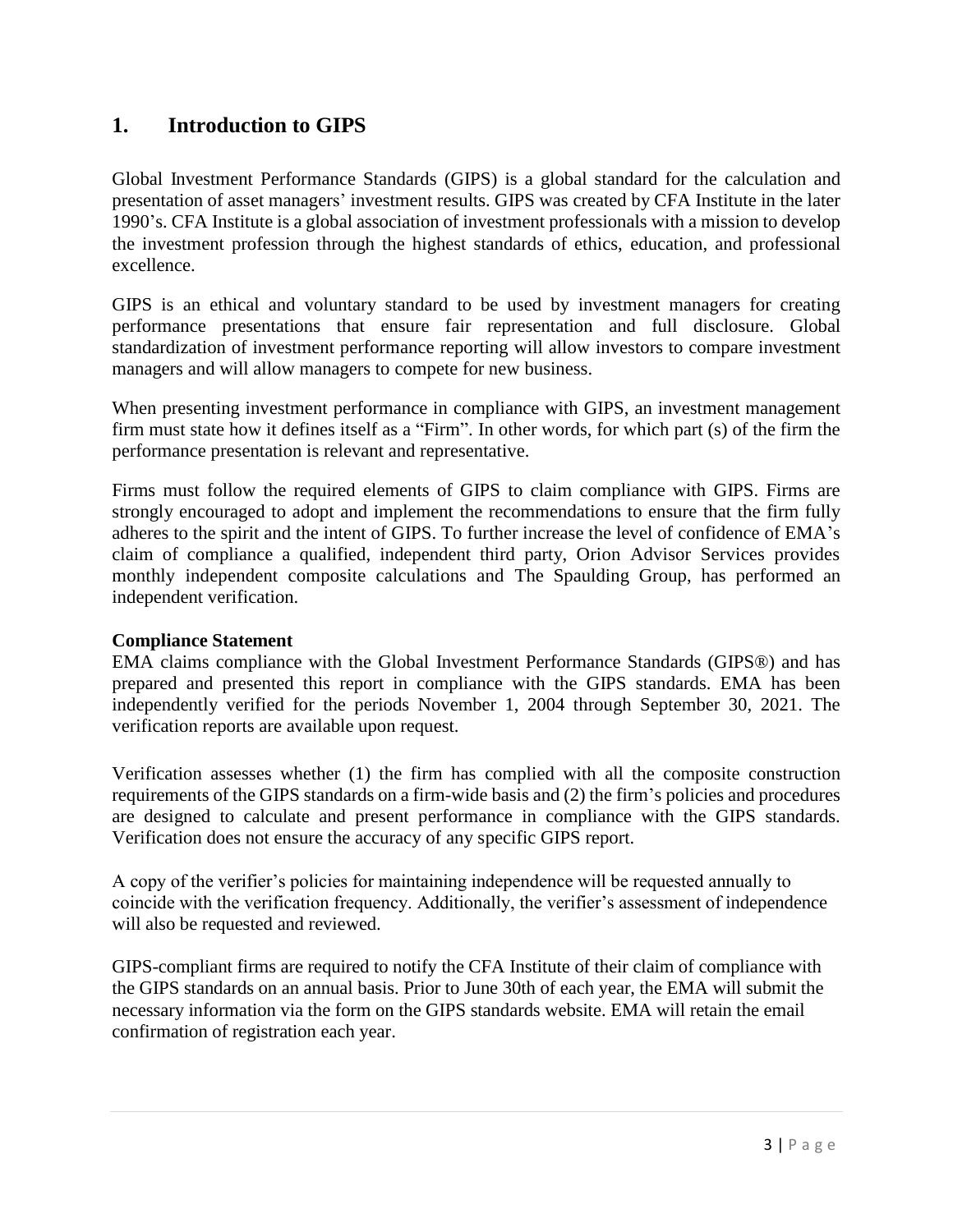## 1. Introduction to GIPS

Global Investment Performance Standards (GIPS) is a global standard for the calculation and presentation of asset managers' investment results. GIPS was created by CFA Institute in the later 1990's. CFA Institute is a global association of investment professionals with a mission to develop the investment profession through the highest standards of ethics, education, and professional excellence.

GIPS is an ethical and voluntary standard to be used by investment managers for creating performance presentations that ensure fair representation and full disclosure. Global standardization of investment performance reporting will allow investors to compare investment managers and will allow managers to compete for new business.

When presenting investment performance in compliance with GIPS, an investment management firm must state how it defines itself as a "Firm". In other words, for which part (s) of the firm the performance presentation is relevant and representative.

Firms must follow the required elements of GIPS to claim compliance with GIPS. Firms are strongly encouraged to adopt and implement the recommendations to ensure that the firm fully adheres to the spirit and the intent of GIPS. To further increase the level of confidence of EMA's claim of compliance a qualified, independent third party, Orion Advisor Services provides monthly independent composite calculations and The Spaulding Group, has performed an independent verification.

**Compliance Statement**

EMA claims compliance with the Global Investment Performance Standards (GIPS®) and has prepared and presented this report in compliance with the GIPS standards. EMA has been independently verified for the periods November 1, 2004 through September 30, 2021. The verification reports are available upon request.

Verification assesses whether (1) the firm has complied with all the composite construction requirements of the GIPS standards on a firm-wide basis and (2) the firm's policies and procedures are designed to calculate and present performance in compliance with the GIPS standards. Verification does not ensure the accuracy of any specific GIPS report.

A copy of the verifier's policies for maintaining independence will be requested annually to coincide with the verification frequency. Additionally, the verifier's assessment of independence will also be requested and reviewed.

GIPS-compliant firms are required to notify the CFA Institute of their claim of compliance with the GIPS standards on an annual basis. Prior to June 30th of each year, the EMA will submit the necessary information via the form on the GIPS standards website. EMA will retain the email confirmation of registration each year.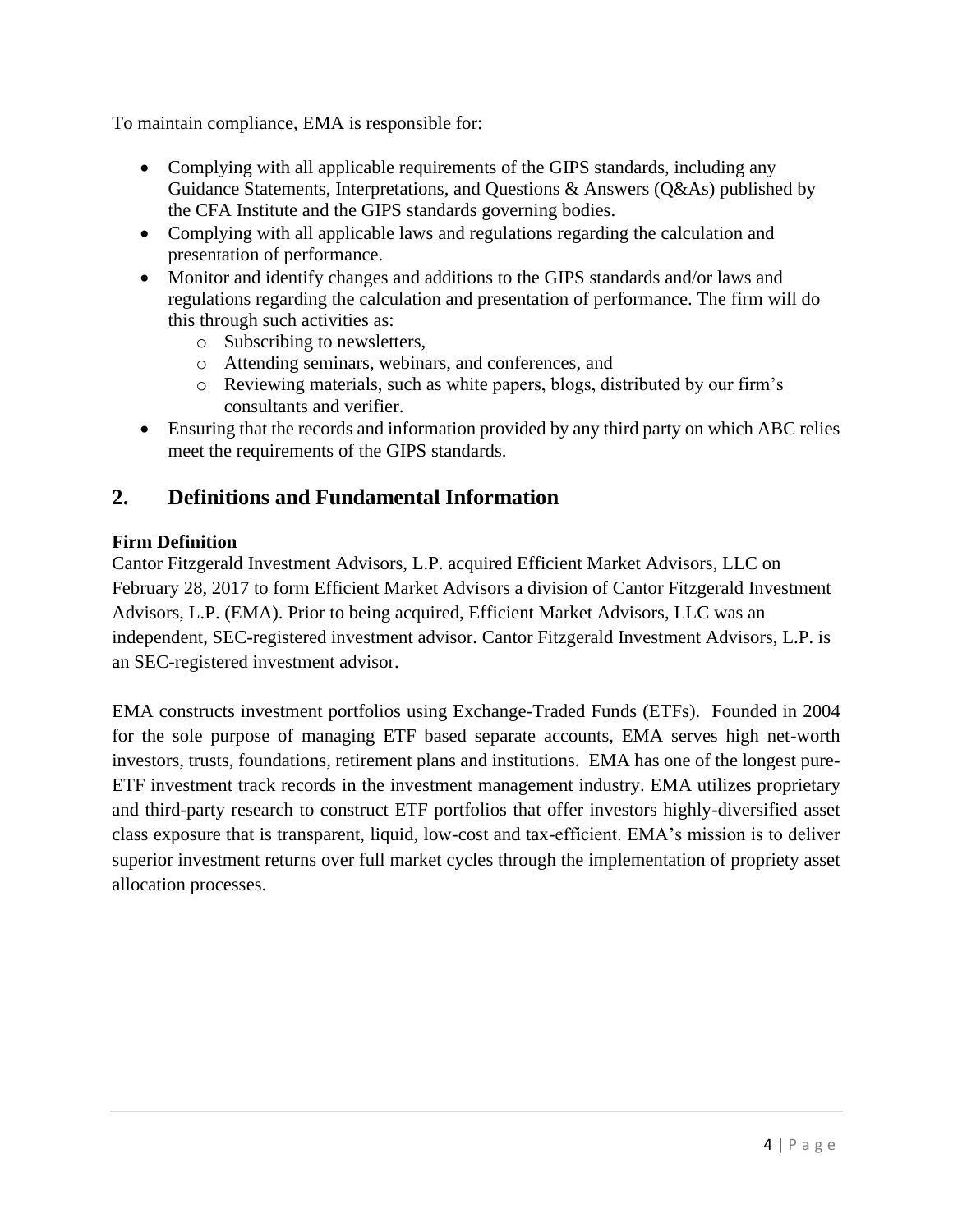To maintain compliance, EMA is responsible for:

- Complying with all applicable requirements of the GIPS standards, including any Guidance Statements, Interpretations, and Questions & Answers (Q&As) published by the CFA Institute and the GIPS standards governing bodies.
- Complying with all applicable laws and regulations regarding the calculation and presentation of performance.
- Monitor and identify changes and additions to the GIPS standards and/or laws and regulations regarding the calculation and presentation of performance. The firm will do this through such activities as:
  - Subscribing to newsletters,
  - Attending seminars, webinars, and conferences, and
  - Reviewing materials, such as white papers, blogs, distributed by our firm's consultants and verifier.
- Ensuring that the records and information provided by any third party on which ABC relies meet the requirements of the GIPS standards.

## 2. Definitions and Fundamental Information

**Firm Definition**

Cantor Fitzgerald Investment Advisors, L.P. acquired Efficient Market Advisors, LLC on February 28, 2017 to form Efficient Market Advisors a division of Cantor Fitzgerald Investment Advisors, L.P. (EMA). Prior to being acquired, Efficient Market Advisors, LLC was an independent, SEC-registered investment advisor. Cantor Fitzgerald Investment Advisors, L.P. is an SEC-registered investment advisor.

EMA constructs investment portfolios using Exchange-Traded Funds (ETFs). Founded in 2004 for the sole purpose of managing ETF based separate accounts, EMA serves high net-worth investors, trusts, foundations, retirement plans and institutions. EMA has one of the longest pure-ETF investment track records in the investment management industry. EMA utilizes proprietary and third-party research to construct ETF portfolios that offer investors highly-diversified asset class exposure that is transparent, liquid, low-cost and tax-efficient. EMA's mission is to deliver superior investment returns over full market cycles through the implementation of propriety asset allocation processes.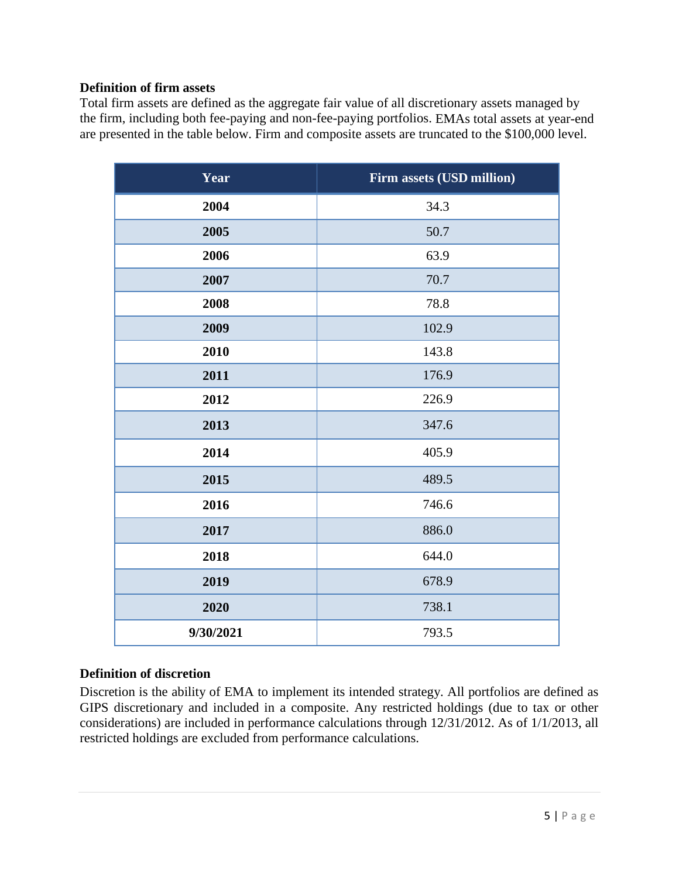**Definition of firm assets**

Total firm assets are defined as the aggregate fair value of all discretionary assets managed by the firm, including both fee-paying and non-fee-paying portfolios. EMAs total assets at year-end are presented in the table below. Firm and composite assets are truncated to the $100,000 level.

| Year | Firm assets (USD million) |
|---|---|
| 2004 | 34.3 |
| 2005 | 50.7 |
| 2006 | 63.9 |
| 2007 | 70.7 |
| 2008 | 78.8 |
| 2009 | 102.9 |
| 2010 | 143.8 |
| 2011 | 176.9 |
| 2012 | 226.9 |
| 2013 | 347.6 |
| 2014 | 405.9 |
| 2015 | 489.5 |
| 2016 | 746.6 |
| 2017 | 886.0 |
| 2018 | 644.0 |
| 2019 | 678.9 |
| 2020 | 738.1 |
| 9/30/2021 | 793.5 |

**Definition of discretion**

Discretion is the ability of EMA to implement its intended strategy. All portfolios are defined as GIPS discretionary and included in a composite. Any restricted holdings (due to tax or other considerations) are included in performance calculations through 12/31/2012. As of 1/1/2013, all restricted holdings are excluded from performance calculations.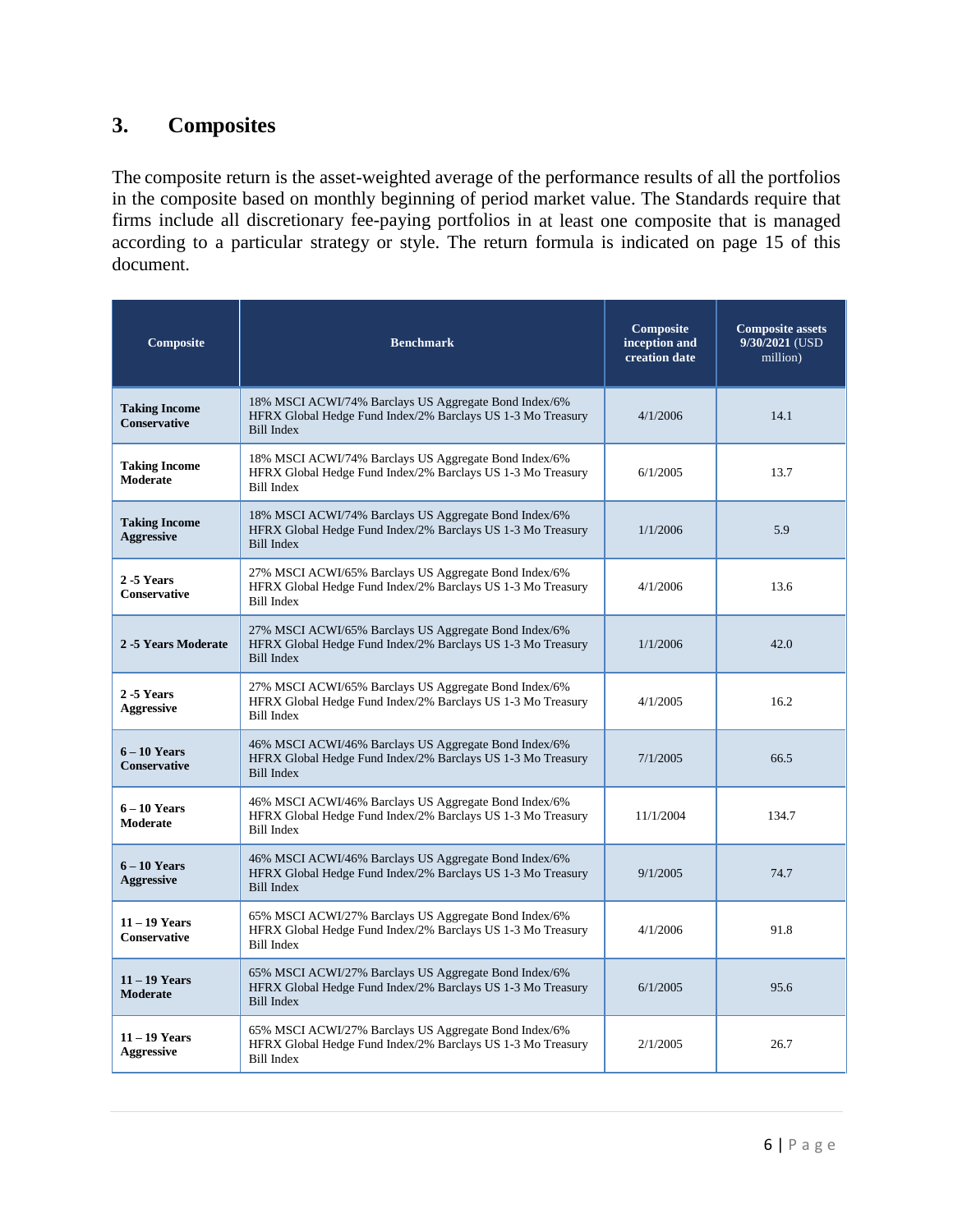## 3. Composites

The composite return is the asset-weighted average of the performance results of all the portfolios in the composite based on monthly beginning of period market value. The Standards require that firms include all discretionary fee-paying portfolios in at least one composite that is managed according to a particular strategy or style. The return formula is indicated on page 15 of this document.

| Composite | Benchmark | Composite inception and creation date | Composite assets 9/30/2021 (USD million) |
|---|---|---|---|
| **Taking Income Conservative** | 18% MSCI ACWI/74% Barclays US Aggregate Bond Index/6% HFRX Global Hedge Fund Index/2% Barclays US 1-3 Mo Treasury Bill Index | 4/1/2006 | 14.1 |
| **Taking Income Moderate** | 18% MSCI ACWI/74% Barclays US Aggregate Bond Index/6% HFRX Global Hedge Fund Index/2% Barclays US 1-3 Mo Treasury Bill Index | 6/1/2005 | 13.7 |
| **Taking Income Aggressive** | 18% MSCI ACWI/74% Barclays US Aggregate Bond Index/6% HFRX Global Hedge Fund Index/2% Barclays US 1-3 Mo Treasury Bill Index | 1/1/2006 | 5.9 |
| **2 -5 Years Conservative** | 27% MSCI ACWI/65% Barclays US Aggregate Bond Index/6% HFRX Global Hedge Fund Index/2% Barclays US 1-3 Mo Treasury Bill Index | 4/1/2006 | 13.6 |
| **2 -5 Years Moderate** | 27% MSCI ACWI/65% Barclays US Aggregate Bond Index/6% HFRX Global Hedge Fund Index/2% Barclays US 1-3 Mo Treasury Bill Index | 1/1/2006 | 42.0 |
| **2 -5 Years Aggressive** | 27% MSCI ACWI/65% Barclays US Aggregate Bond Index/6% HFRX Global Hedge Fund Index/2% Barclays US 1-3 Mo Treasury Bill Index | 4/1/2005 | 16.2 |
| **6 – 10 Years Conservative** | 46% MSCI ACWI/46% Barclays US Aggregate Bond Index/6% HFRX Global Hedge Fund Index/2% Barclays US 1-3 Mo Treasury Bill Index | 7/1/2005 | 66.5 |
| **6 – 10 Years Moderate** | 46% MSCI ACWI/46% Barclays US Aggregate Bond Index/6% HFRX Global Hedge Fund Index/2% Barclays US 1-3 Mo Treasury Bill Index | 11/1/2004 | 134.7 |
| **6 – 10 Years Aggressive** | 46% MSCI ACWI/46% Barclays US Aggregate Bond Index/6% HFRX Global Hedge Fund Index/2% Barclays US 1-3 Mo Treasury Bill Index | 9/1/2005 | 74.7 |
| **11 – 19 Years Conservative** | 65% MSCI ACWI/27% Barclays US Aggregate Bond Index/6% HFRX Global Hedge Fund Index/2% Barclays US 1-3 Mo Treasury Bill Index | 4/1/2006 | 91.8 |
| **11 – 19 Years Moderate** | 65% MSCI ACWI/27% Barclays US Aggregate Bond Index/6% HFRX Global Hedge Fund Index/2% Barclays US 1-3 Mo Treasury Bill Index | 6/1/2005 | 95.6 |
| **11 – 19 Years Aggressive** | 65% MSCI ACWI/27% Barclays US Aggregate Bond Index/6% HFRX Global Hedge Fund Index/2% Barclays US 1-3 Mo Treasury Bill Index | 2/1/2005 | 26.7 |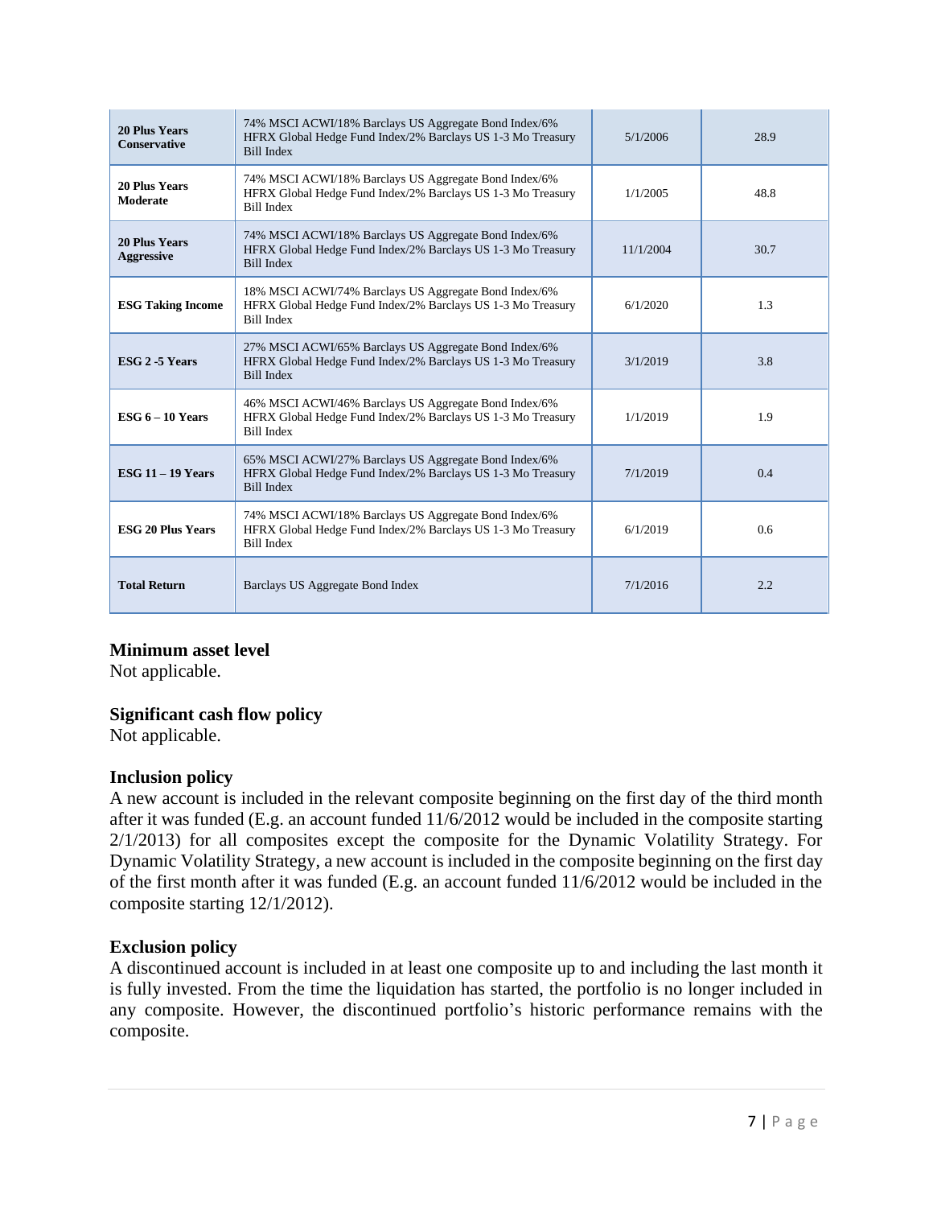| | | | |
|---|---|---|---|
| **20 Plus Years Conservative** | 74% MSCI ACWI/18% Barclays US Aggregate Bond Index/6% HFRX Global Hedge Fund Index/2% Barclays US 1-3 Mo Treasury Bill Index | 5/1/2006 | 28.9 |
| **20 Plus Years Moderate** | 74% MSCI ACWI/18% Barclays US Aggregate Bond Index/6% HFRX Global Hedge Fund Index/2% Barclays US 1-3 Mo Treasury Bill Index | 1/1/2005 | 48.8 |
| **20 Plus Years Aggressive** | 74% MSCI ACWI/18% Barclays US Aggregate Bond Index/6% HFRX Global Hedge Fund Index/2% Barclays US 1-3 Mo Treasury Bill Index | 11/1/2004 | 30.7 |
| **ESG Taking Income** | 18% MSCI ACWI/74% Barclays US Aggregate Bond Index/6% HFRX Global Hedge Fund Index/2% Barclays US 1-3 Mo Treasury Bill Index | 6/1/2020 | 1.3 |
| **ESG 2 -5 Years** | 27% MSCI ACWI/65% Barclays US Aggregate Bond Index/6% HFRX Global Hedge Fund Index/2% Barclays US 1-3 Mo Treasury Bill Index | 3/1/2019 | 3.8 |
| **ESG 6 – 10 Years** | 46% MSCI ACWI/46% Barclays US Aggregate Bond Index/6% HFRX Global Hedge Fund Index/2% Barclays US 1-3 Mo Treasury Bill Index | 1/1/2019 | 1.9 |
| **ESG 11 – 19 Years** | 65% MSCI ACWI/27% Barclays US Aggregate Bond Index/6% HFRX Global Hedge Fund Index/2% Barclays US 1-3 Mo Treasury Bill Index | 7/1/2019 | 0.4 |
| **ESG 20 Plus Years** | 74% MSCI ACWI/18% Barclays US Aggregate Bond Index/6% HFRX Global Hedge Fund Index/2% Barclays US 1-3 Mo Treasury Bill Index | 6/1/2019 | 0.6 |
| **Total Return** | Barclays US Aggregate Bond Index | 7/1/2016 | 2.2 |

### Minimum asset level

Not applicable.

### Significant cash flow policy

Not applicable.

### Inclusion policy

A new account is included in the relevant composite beginning on the first day of the third month after it was funded (E.g. an account funded 11/6/2012 would be included in the composite starting 2/1/2013) for all composites except the composite for the Dynamic Volatility Strategy. For Dynamic Volatility Strategy, a new account is included in the composite beginning on the first day of the first month after it was funded (E.g. an account funded 11/6/2012 would be included in the composite starting 12/1/2012).

### Exclusion policy

A discontinued account is included in at least one composite up to and including the last month it is fully invested. From the time the liquidation has started, the portfolio is no longer included in any composite. However, the discontinued portfolio's historic performance remains with the composite.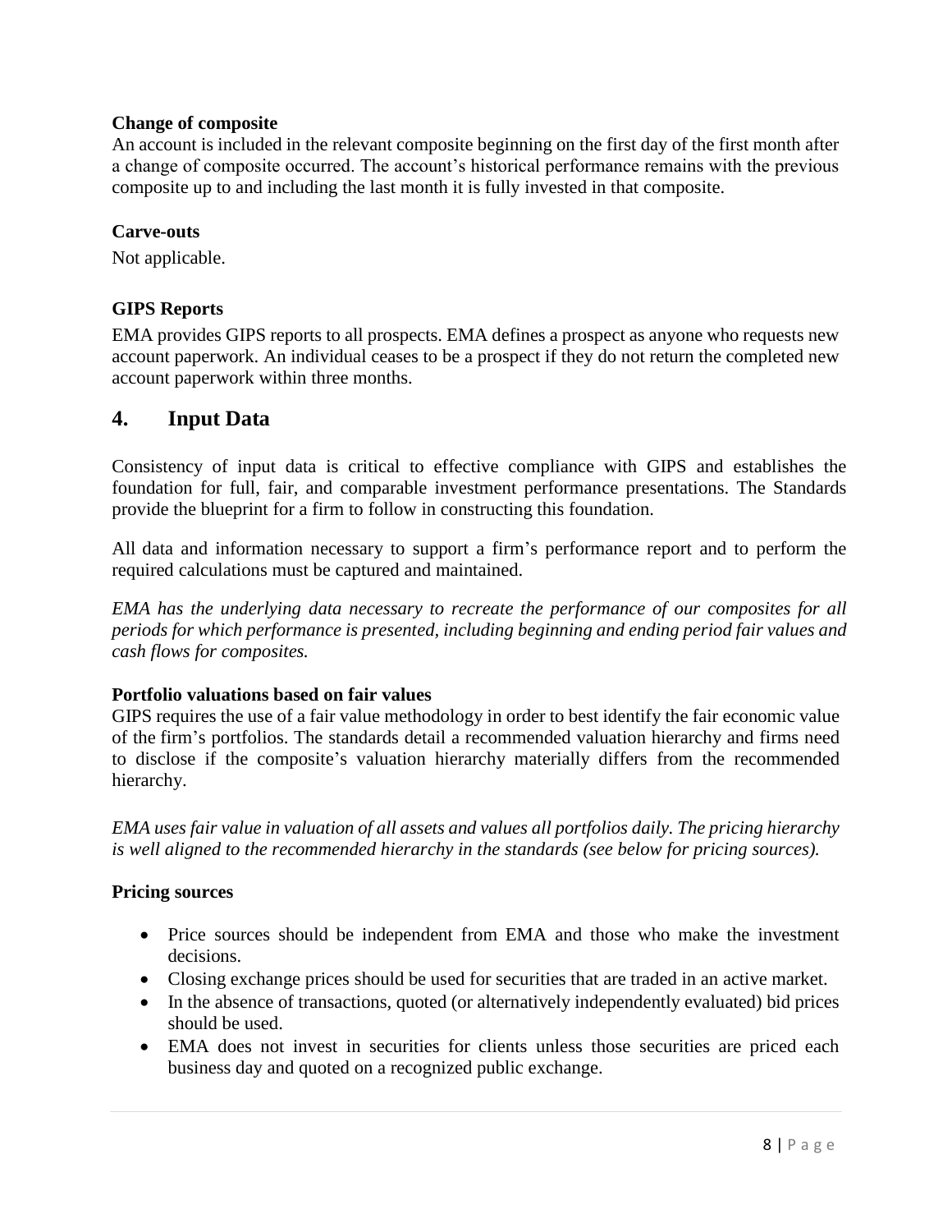**Change of composite**

An account is included in the relevant composite beginning on the first day of the first month after a change of composite occurred. The account's historical performance remains with the previous composite up to and including the last month it is fully invested in that composite.

**Carve-outs**

Not applicable.

**GIPS Reports**

EMA provides GIPS reports to all prospects. EMA defines a prospect as anyone who requests new account paperwork. An individual ceases to be a prospect if they do not return the completed new account paperwork within three months.

## 4. Input Data

Consistency of input data is critical to effective compliance with GIPS and establishes the foundation for full, fair, and comparable investment performance presentations. The Standards provide the blueprint for a firm to follow in constructing this foundation.

All data and information necessary to support a firm's performance report and to perform the required calculations must be captured and maintained.

*EMA has the underlying data necessary to recreate the performance of our composites for all periods for which performance is presented, including beginning and ending period fair values and cash flows for composites.*

**Portfolio valuations based on fair values**

GIPS requires the use of a fair value methodology in order to best identify the fair economic value of the firm's portfolios. The standards detail a recommended valuation hierarchy and firms need to disclose if the composite's valuation hierarchy materially differs from the recommended hierarchy.

*EMA uses fair value in valuation of all assets and values all portfolios daily. The pricing hierarchy is well aligned to the recommended hierarchy in the standards (see below for pricing sources).*

**Pricing sources**

- Price sources should be independent from EMA and those who make the investment decisions.
- Closing exchange prices should be used for securities that are traded in an active market.
- In the absence of transactions, quoted (or alternatively independently evaluated) bid prices should be used.
- EMA does not invest in securities for clients unless those securities are priced each business day and quoted on a recognized public exchange.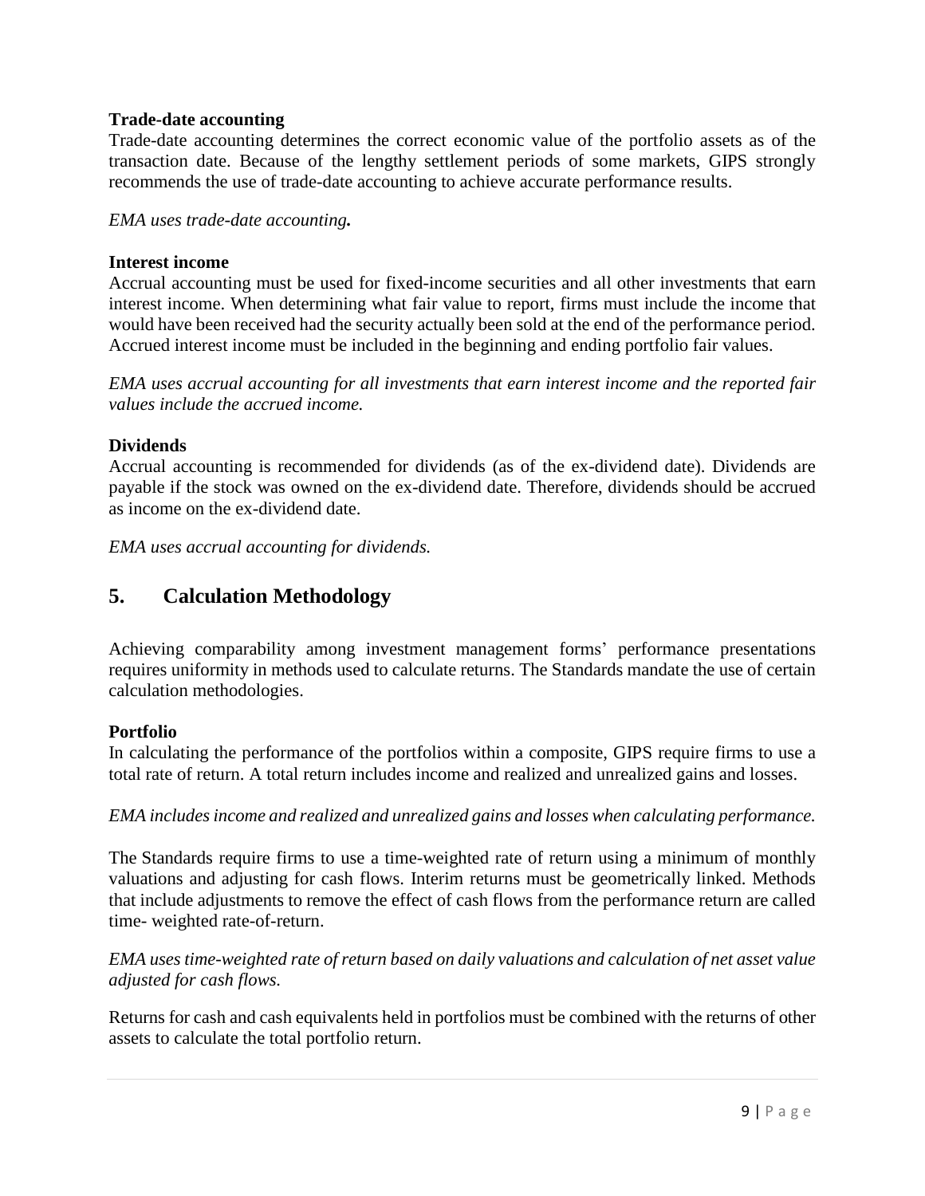**Trade-date accounting**

Trade-date accounting determines the correct economic value of the portfolio assets as of the transaction date. Because of the lengthy settlement periods of some markets, GIPS strongly recommends the use of trade-date accounting to achieve accurate performance results.

*EMA uses trade-date accounting.*

**Interest income**

Accrual accounting must be used for fixed-income securities and all other investments that earn interest income. When determining what fair value to report, firms must include the income that would have been received had the security actually been sold at the end of the performance period. Accrued interest income must be included in the beginning and ending portfolio fair values.

*EMA uses accrual accounting for all investments that earn interest income and the reported fair values include the accrued income.*

**Dividends**

Accrual accounting is recommended for dividends (as of the ex-dividend date). Dividends are payable if the stock was owned on the ex-dividend date. Therefore, dividends should be accrued as income on the ex-dividend date.

*EMA uses accrual accounting for dividends.*

## 5. Calculation Methodology

Achieving comparability among investment management forms' performance presentations requires uniformity in methods used to calculate returns. The Standards mandate the use of certain calculation methodologies.

**Portfolio**

In calculating the performance of the portfolios within a composite, GIPS require firms to use a total rate of return. A total return includes income and realized and unrealized gains and losses.

*EMA includes income and realized and unrealized gains and losses when calculating performance.*

The Standards require firms to use a time-weighted rate of return using a minimum of monthly valuations and adjusting for cash flows. Interim returns must be geometrically linked. Methods that include adjustments to remove the effect of cash flows from the performance return are called time- weighted rate-of-return.

*EMA uses time-weighted rate of return based on daily valuations and calculation of net asset value adjusted for cash flows.*

Returns for cash and cash equivalents held in portfolios must be combined with the returns of other assets to calculate the total portfolio return.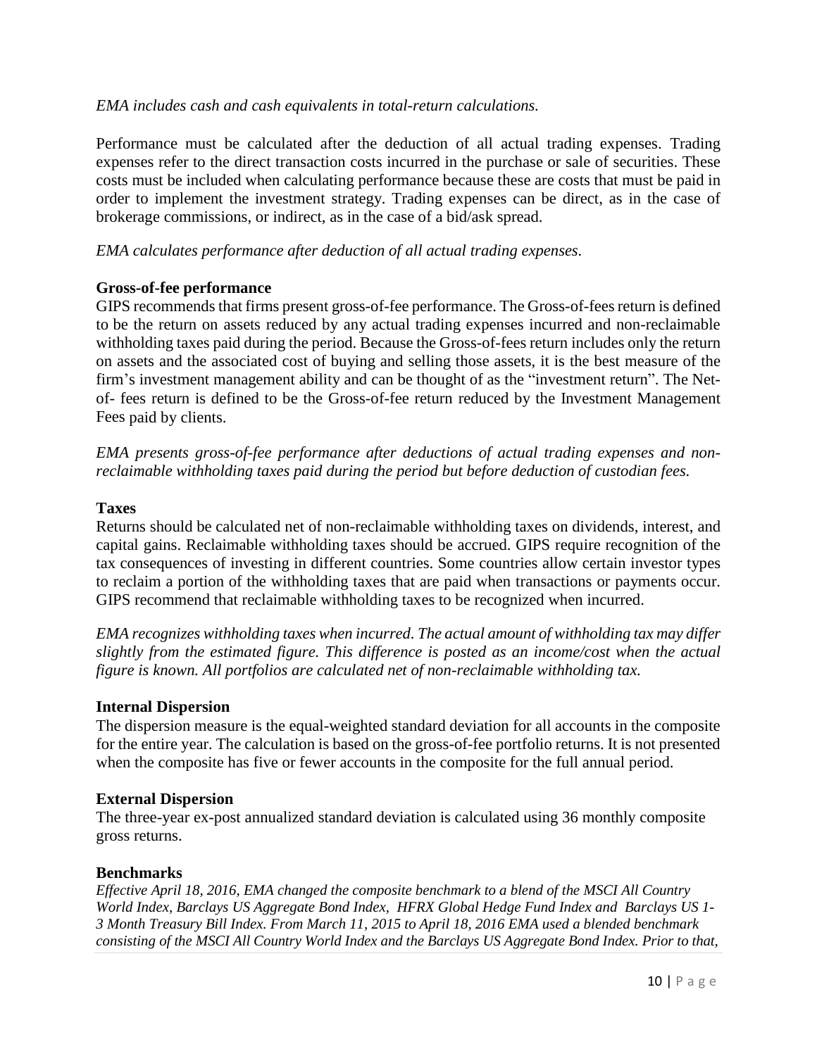*EMA includes cash and cash equivalents in total-return calculations.*

Performance must be calculated after the deduction of all actual trading expenses. Trading expenses refer to the direct transaction costs incurred in the purchase or sale of securities. These costs must be included when calculating performance because these are costs that must be paid in order to implement the investment strategy. Trading expenses can be direct, as in the case of brokerage commissions, or indirect, as in the case of a bid/ask spread.

*EMA calculates performance after deduction of all actual trading expenses.*

**Gross-of-fee performance**

GIPS recommends that firms present gross-of-fee performance. The Gross-of-fees return is defined to be the return on assets reduced by any actual trading expenses incurred and non-reclaimable withholding taxes paid during the period. Because the Gross-of-fees return includes only the return on assets and the associated cost of buying and selling those assets, it is the best measure of the firm's investment management ability and can be thought of as the "investment return". The Net-of- fees return is defined to be the Gross-of-fee return reduced by the Investment Management Fees paid by clients.

*EMA presents gross-of-fee performance after deductions of actual trading expenses and non-reclaimable withholding taxes paid during the period but before deduction of custodian fees.*

**Taxes**

Returns should be calculated net of non-reclaimable withholding taxes on dividends, interest, and capital gains. Reclaimable withholding taxes should be accrued. GIPS require recognition of the tax consequences of investing in different countries. Some countries allow certain investor types to reclaim a portion of the withholding taxes that are paid when transactions or payments occur. GIPS recommend that reclaimable withholding taxes to be recognized when incurred.

*EMA recognizes withholding taxes when incurred. The actual amount of withholding tax may differ slightly from the estimated figure. This difference is posted as an income/cost when the actual figure is known. All portfolios are calculated net of non-reclaimable withholding tax.*

**Internal Dispersion**

The dispersion measure is the equal-weighted standard deviation for all accounts in the composite for the entire year. The calculation is based on the gross-of-fee portfolio returns. It is not presented when the composite has five or fewer accounts in the composite for the full annual period.

**External Dispersion**

The three-year ex-post annualized standard deviation is calculated using 36 monthly composite gross returns.

**Benchmarks**

*Effective April 18, 2016, EMA changed the composite benchmark to a blend of the MSCI All Country World Index, Barclays US Aggregate Bond Index, HFRX Global Hedge Fund Index and Barclays US 1-3 Month Treasury Bill Index. From March 11, 2015 to April 18, 2016 EMA used a blended benchmark consisting of the MSCI All Country World Index and the Barclays US Aggregate Bond Index. Prior to that,*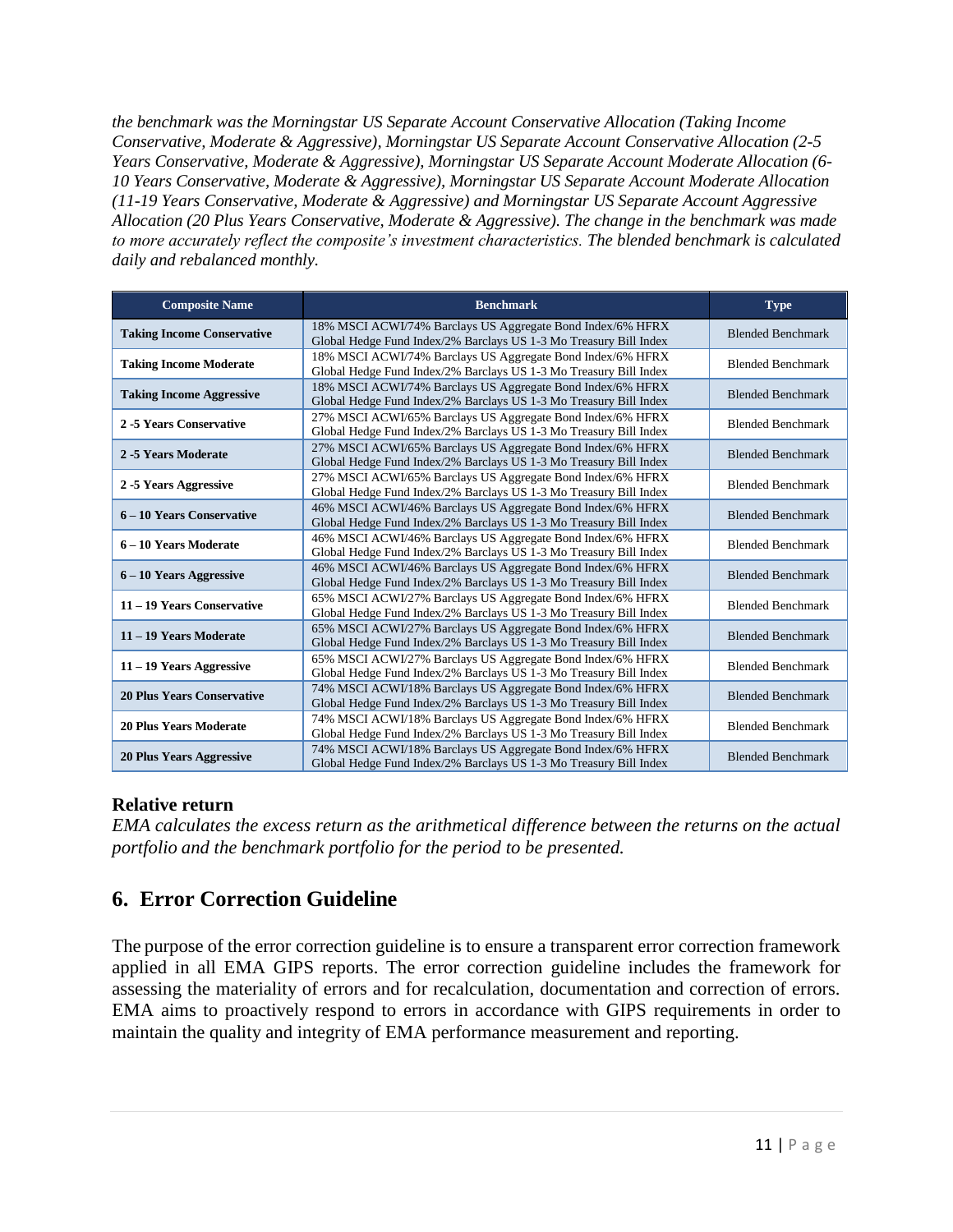*the benchmark was the Morningstar US Separate Account Conservative Allocation (Taking Income Conservative, Moderate & Aggressive), Morningstar US Separate Account Conservative Allocation (2-5 Years Conservative, Moderate & Aggressive), Morningstar US Separate Account Moderate Allocation (6-10 Years Conservative, Moderate & Aggressive), Morningstar US Separate Account Moderate Allocation (11-19 Years Conservative, Moderate & Aggressive) and Morningstar US Separate Account Aggressive Allocation (20 Plus Years Conservative, Moderate & Aggressive). The change in the benchmark was made to more accurately reflect the composite's investment characteristics. The blended benchmark is calculated daily and rebalanced monthly.*

| Composite Name | Benchmark | Type |
|---|---|---|
| **Taking Income Conservative** | 18% MSCI ACWI/74% Barclays US Aggregate Bond Index/6% HFRX Global Hedge Fund Index/2% Barclays US 1-3 Mo Treasury Bill Index | Blended Benchmark |
| **Taking Income Moderate** | 18% MSCI ACWI/74% Barclays US Aggregate Bond Index/6% HFRX Global Hedge Fund Index/2% Barclays US 1-3 Mo Treasury Bill Index | Blended Benchmark |
| **Taking Income Aggressive** | 18% MSCI ACWI/74% Barclays US Aggregate Bond Index/6% HFRX Global Hedge Fund Index/2% Barclays US 1-3 Mo Treasury Bill Index | Blended Benchmark |
| **2 -5 Years Conservative** | 27% MSCI ACWI/65% Barclays US Aggregate Bond Index/6% HFRX Global Hedge Fund Index/2% Barclays US 1-3 Mo Treasury Bill Index | Blended Benchmark |
| **2 -5 Years Moderate** | 27% MSCI ACWI/65% Barclays US Aggregate Bond Index/6% HFRX Global Hedge Fund Index/2% Barclays US 1-3 Mo Treasury Bill Index | Blended Benchmark |
| **2 -5 Years Aggressive** | 27% MSCI ACWI/65% Barclays US Aggregate Bond Index/6% HFRX Global Hedge Fund Index/2% Barclays US 1-3 Mo Treasury Bill Index | Blended Benchmark |
| **6 – 10 Years Conservative** | 46% MSCI ACWI/46% Barclays US Aggregate Bond Index/6% HFRX Global Hedge Fund Index/2% Barclays US 1-3 Mo Treasury Bill Index | Blended Benchmark |
| **6 – 10 Years Moderate** | 46% MSCI ACWI/46% Barclays US Aggregate Bond Index/6% HFRX Global Hedge Fund Index/2% Barclays US 1-3 Mo Treasury Bill Index | Blended Benchmark |
| **6 – 10 Years Aggressive** | 46% MSCI ACWI/46% Barclays US Aggregate Bond Index/6% HFRX Global Hedge Fund Index/2% Barclays US 1-3 Mo Treasury Bill Index | Blended Benchmark |
| **11 – 19 Years Conservative** | 65% MSCI ACWI/27% Barclays US Aggregate Bond Index/6% HFRX Global Hedge Fund Index/2% Barclays US 1-3 Mo Treasury Bill Index | Blended Benchmark |
| **11 – 19 Years Moderate** | 65% MSCI ACWI/27% Barclays US Aggregate Bond Index/6% HFRX Global Hedge Fund Index/2% Barclays US 1-3 Mo Treasury Bill Index | Blended Benchmark |
| **11 – 19 Years Aggressive** | 65% MSCI ACWI/27% Barclays US Aggregate Bond Index/6% HFRX Global Hedge Fund Index/2% Barclays US 1-3 Mo Treasury Bill Index | Blended Benchmark |
| **20 Plus Years Conservative** | 74% MSCI ACWI/18% Barclays US Aggregate Bond Index/6% HFRX Global Hedge Fund Index/2% Barclays US 1-3 Mo Treasury Bill Index | Blended Benchmark |
| **20 Plus Years Moderate** | 74% MSCI ACWI/18% Barclays US Aggregate Bond Index/6% HFRX Global Hedge Fund Index/2% Barclays US 1-3 Mo Treasury Bill Index | Blended Benchmark |
| **20 Plus Years Aggressive** | 74% MSCI ACWI/18% Barclays US Aggregate Bond Index/6% HFRX Global Hedge Fund Index/2% Barclays US 1-3 Mo Treasury Bill Index | Blended Benchmark |

### Relative return

*EMA calculates the excess return as the arithmetical difference between the returns on the actual portfolio and the benchmark portfolio for the period to be presented.*

## 6. Error Correction Guideline

The purpose of the error correction guideline is to ensure a transparent error correction framework applied in all EMA GIPS reports. The error correction guideline includes the framework for assessing the materiality of errors and for recalculation, documentation and correction of errors. EMA aims to proactively respond to errors in accordance with GIPS requirements in order to maintain the quality and integrity of EMA performance measurement and reporting.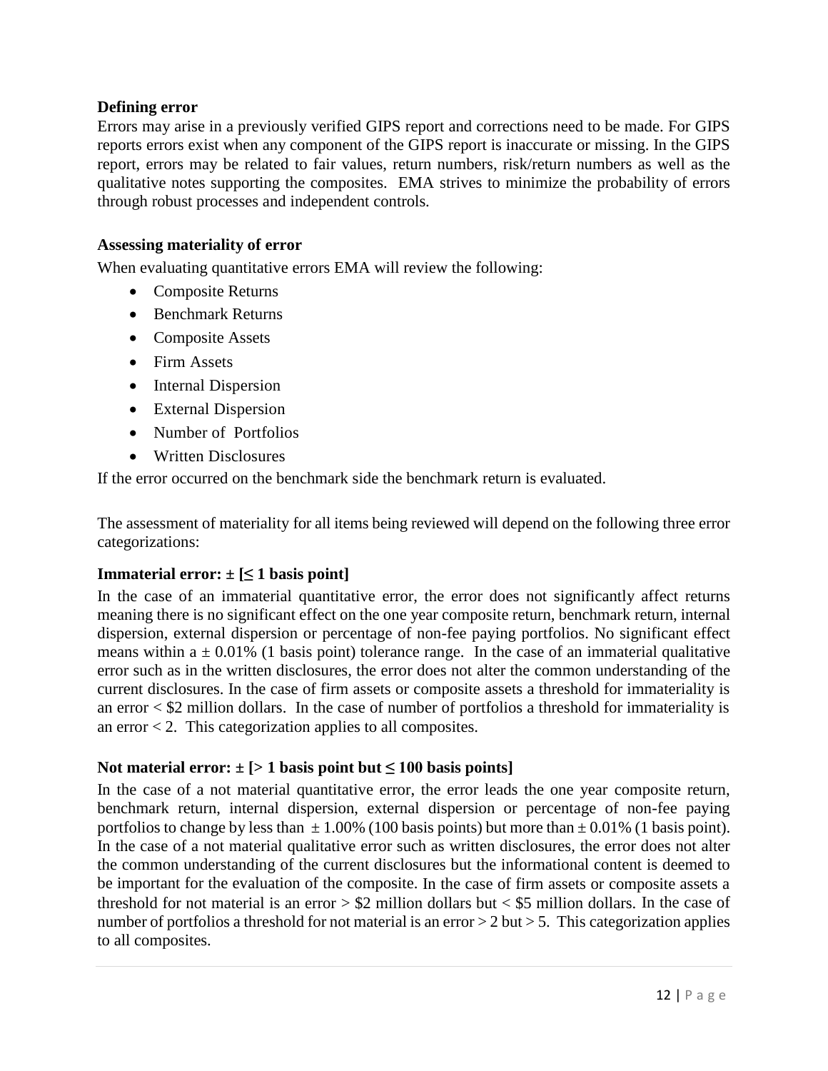**Defining error**

Errors may arise in a previously verified GIPS report and corrections need to be made. For GIPS reports errors exist when any component of the GIPS report is inaccurate or missing. In the GIPS report, errors may be related to fair values, return numbers, risk/return numbers as well as the qualitative notes supporting the composites. EMA strives to minimize the probability of errors through robust processes and independent controls.

**Assessing materiality of error**

When evaluating quantitative errors EMA will review the following:

- Composite Returns
- Benchmark Returns
- Composite Assets
- Firm Assets
- Internal Dispersion
- External Dispersion
- Number of Portfolios
- Written Disclosures

If the error occurred on the benchmark side the benchmark return is evaluated.

The assessment of materiality for all items being reviewed will depend on the following three error categorizations:

**Immaterial error: ± [≤ 1 basis point]**

In the case of an immaterial quantitative error, the error does not significantly affect returns meaning there is no significant effect on the one year composite return, benchmark return, internal dispersion, external dispersion or percentage of non-fee paying portfolios. No significant effect means within a ± 0.01% (1 basis point) tolerance range. In the case of an immaterial qualitative error such as in the written disclosures, the error does not alter the common understanding of the current disclosures. In the case of firm assets or composite assets a threshold for immateriality is an error < $2 million dollars. In the case of number of portfolios a threshold for immateriality is an error < 2. This categorization applies to all composites.

**Not material error: ± [> 1 basis point but ≤ 100 basis points]**

In the case of a not material quantitative error, the error leads the one year composite return, benchmark return, internal dispersion, external dispersion or percentage of non-fee paying portfolios to change by less than ± 1.00% (100 basis points) but more than ± 0.01% (1 basis point). In the case of a not material qualitative error such as written disclosures, the error does not alter the common understanding of the current disclosures but the informational content is deemed to be important for the evaluation of the composite. In the case of firm assets or composite assets a threshold for not material is an error > $2 million dollars but < $5 million dollars. In the case of number of portfolios a threshold for not material is an error > 2 but > 5. This categorization applies to all composites.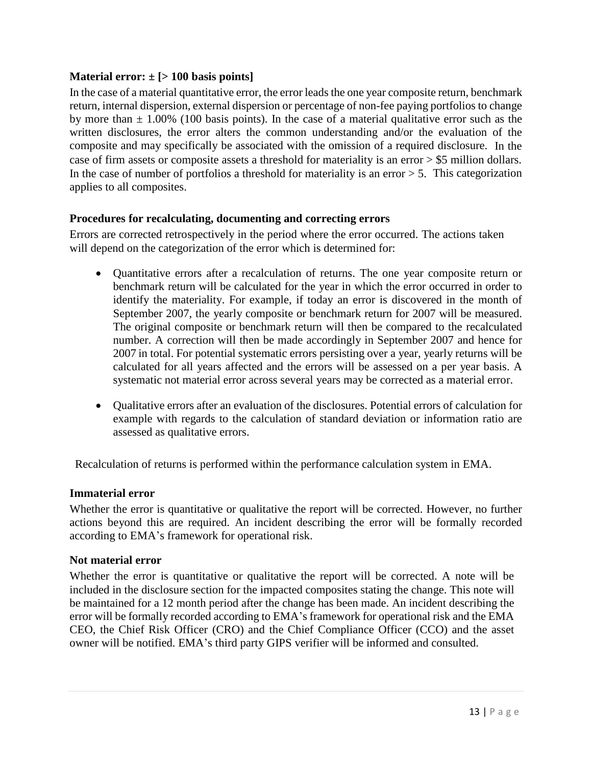**Material error: ± [> 100 basis points]**

In the case of a material quantitative error, the error leads the one year composite return, benchmark return, internal dispersion, external dispersion or percentage of non-fee paying portfolios to change by more than ± 1.00% (100 basis points). In the case of a material qualitative error such as the written disclosures, the error alters the common understanding and/or the evaluation of the composite and may specifically be associated with the omission of a required disclosure. In the case of firm assets or composite assets a threshold for materiality is an error > $5 million dollars. In the case of number of portfolios a threshold for materiality is an error > 5. This categorization applies to all composites.

**Procedures for recalculating, documenting and correcting errors**

Errors are corrected retrospectively in the period where the error occurred. The actions taken will depend on the categorization of the error which is determined for:

- Quantitative errors after a recalculation of returns. The one year composite return or benchmark return will be calculated for the year in which the error occurred in order to identify the materiality. For example, if today an error is discovered in the month of September 2007, the yearly composite or benchmark return for 2007 will be measured. The original composite or benchmark return will then be compared to the recalculated number. A correction will then be made accordingly in September 2007 and hence for 2007 in total. For potential systematic errors persisting over a year, yearly returns will be calculated for all years affected and the errors will be assessed on a per year basis. A systematic not material error across several years may be corrected as a material error.

- Qualitative errors after an evaluation of the disclosures. Potential errors of calculation for example with regards to the calculation of standard deviation or information ratio are assessed as qualitative errors.

Recalculation of returns is performed within the performance calculation system in EMA.

**Immaterial error**

Whether the error is quantitative or qualitative the report will be corrected. However, no further actions beyond this are required. An incident describing the error will be formally recorded according to EMA's framework for operational risk.

**Not material error**

Whether the error is quantitative or qualitative the report will be corrected. A note will be included in the disclosure section for the impacted composites stating the change. This note will be maintained for a 12 month period after the change has been made. An incident describing the error will be formally recorded according to EMA's framework for operational risk and the EMA CEO, the Chief Risk Officer (CRO) and the Chief Compliance Officer (CCO) and the asset owner will be notified. EMA's third party GIPS verifier will be informed and consulted.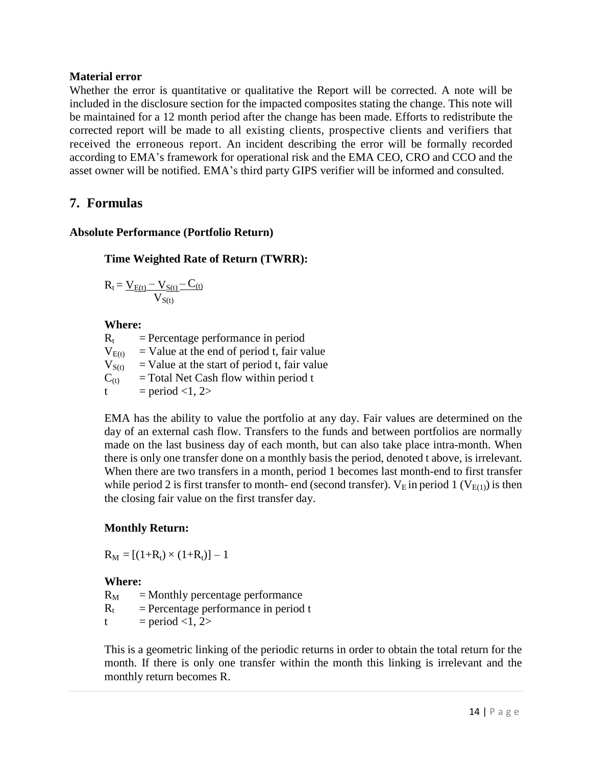**Material error**

Whether the error is quantitative or qualitative the Report will be corrected. A note will be included in the disclosure section for the impacted composites stating the change. This note will be maintained for a 12 month period after the change has been made. Efforts to redistribute the corrected report will be made to all existing clients, prospective clients and verifiers that received the erroneous report. An incident describing the error will be formally recorded according to EMA's framework for operational risk and the EMA CEO, CRO and CCO and the asset owner will be notified. EMA's third party GIPS verifier will be informed and consulted.

## 7. Formulas

**Absolute Performance (Portfolio Return)**

**Time Weighted Rate of Return (TWRR):**

$$R_t = \frac{V_{E(t)} - V_{S(t)} - C_{(t)}}{V_{S(t)}}$$

**Where:**

$R_t$ = Percentage performance in period
$V_{E(t)}$ = Value at the end of period t, fair value
$V_{S(t)}$ = Value at the start of period t, fair value
$C_{(t)}$ = Total Net Cash flow within period t
t = period <1, 2>

EMA has the ability to value the portfolio at any day. Fair values are determined on the day of an external cash flow. Transfers to the funds and between portfolios are normally made on the last business day of each month, but can also take place intra-month. When there is only one transfer done on a monthly basis the period, denoted t above, is irrelevant. When there are two transfers in a month, period 1 becomes last month-end to first transfer while period 2 is first transfer to month- end (second transfer). $V_E$ in period 1 ($V_{E(1)}$) is then the closing fair value on the first transfer day.

**Monthly Return:**

$$R_M = [(1+R_t) \times (1+R_t)] - 1$$

**Where:**

$R_M$ = Monthly percentage performance
$R_t$ = Percentage performance in period t
t = period <1, 2>

This is a geometric linking of the periodic returns in order to obtain the total return for the month. If there is only one transfer within the month this linking is irrelevant and the monthly return becomes R.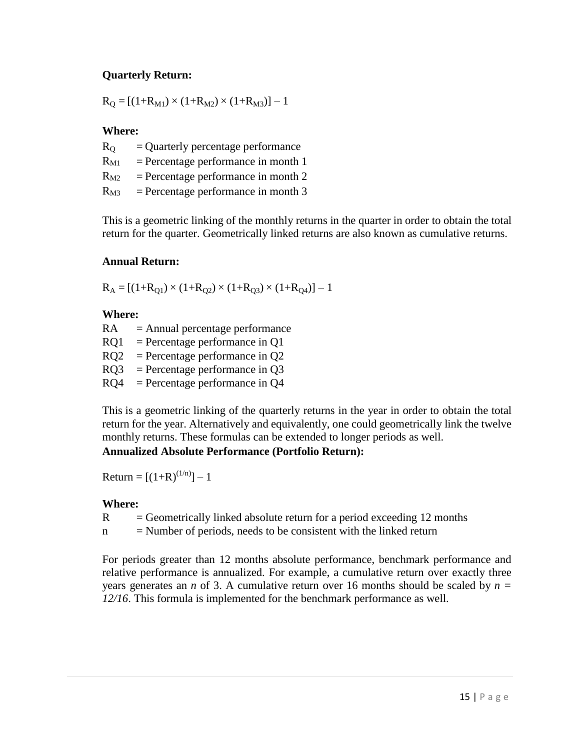**Quarterly Return:**

$R_Q = [(1+R_{M1}) \times (1+R_{M2}) \times (1+R_{M3})] – 1$

**Where:**

$R_Q$ = Quarterly percentage performance
$R_{M1}$ = Percentage performance in month 1
$R_{M2}$ = Percentage performance in month 2
$R_{M3}$ = Percentage performance in month 3

This is a geometric linking of the monthly returns in the quarter in order to obtain the total return for the quarter. Geometrically linked returns are also known as cumulative returns.

**Annual Return:**

$R_A = [(1+R_{Q1}) \times (1+R_{Q2}) \times (1+R_{Q3}) \times (1+R_{Q4})] – 1$

**Where:**

RA = Annual percentage performance
RQ1 = Percentage performance in Q1
RQ2 = Percentage performance in Q2
RQ3 = Percentage performance in Q3
RQ4 = Percentage performance in Q4

This is a geometric linking of the quarterly returns in the year in order to obtain the total return for the year. Alternatively and equivalently, one could geometrically link the twelve monthly returns. These formulas can be extended to longer periods as well.

**Annualized Absolute Performance (Portfolio Return):**

$\text{Return} = [(1+R)^{(1/n)}] – 1$

**Where:**

R = Geometrically linked absolute return for a period exceeding 12 months
n = Number of periods, needs to be consistent with the linked return

For periods greater than 12 months absolute performance, benchmark performance and relative performance is annualized. For example, a cumulative return over exactly three years generates an *n* of 3. A cumulative return over 16 months should be scaled by $n = 12/16$. This formula is implemented for the benchmark performance as well.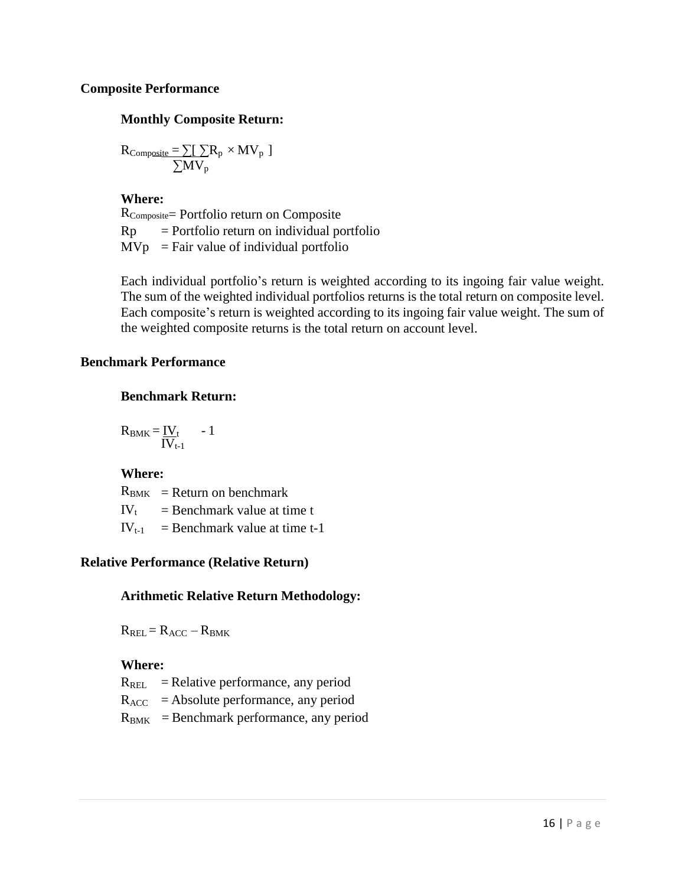**Composite Performance**

**Monthly Composite Return:**

$$R_{Composite} = \frac{\sum[\sum R_p \times MV_p]}{\sum MV_p}$$

**Where:**

$R_{Composite}$ = Portfolio return on Composite
$R_p$ = Portfolio return on individual portfolio
$MV_p$ = Fair value of individual portfolio

Each individual portfolio's return is weighted according to its ingoing fair value weight. The sum of the weighted individual portfolios returns is the total return on composite level. Each composite's return is weighted according to its ingoing fair value weight. The sum of the weighted composite returns is the total return on account level.

**Benchmark Performance**

**Benchmark Return:**

$$R_{BMK} = \frac{IV_t}{IV_{t-1}} - 1$$

**Where:**

$R_{BMK}$ = Return on benchmark
$IV_t$ = Benchmark value at time t
$IV_{t-1}$ = Benchmark value at time t-1

**Relative Performance (Relative Return)**

**Arithmetic Relative Return Methodology:**

$$R_{REL} = R_{ACC} - R_{BMK}$$

**Where:**

$R_{REL}$ = Relative performance, any period
$R_{ACC}$ = Absolute performance, any period
$R_{BMK}$ = Benchmark performance, any period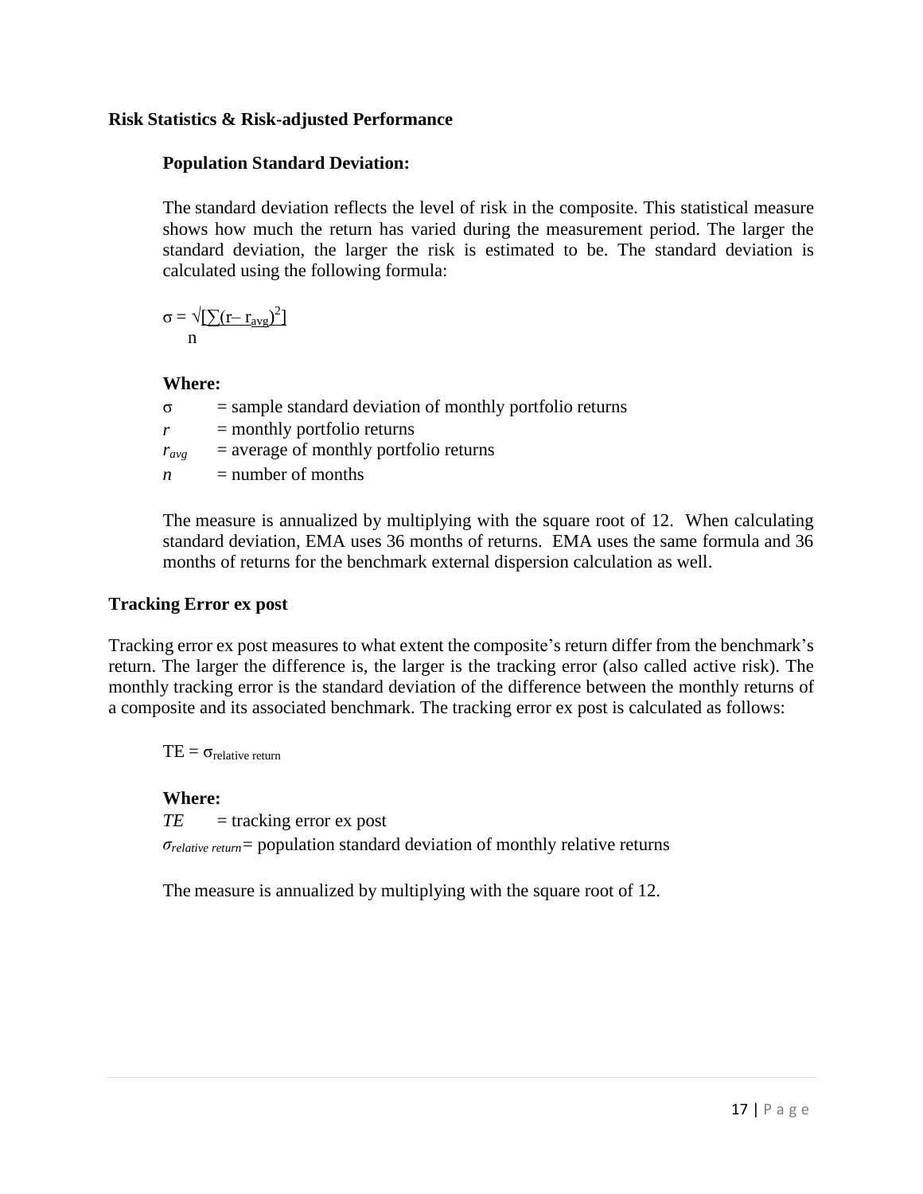## Risk Statistics & Risk-adjusted Performance

### Population Standard Deviation:

The standard deviation reflects the level of risk in the composite. This statistical measure shows how much the return has varied during the measurement period. The larger the standard deviation, the larger the risk is estimated to be. The standard deviation is calculated using the following formula:

$$\sigma = \sqrt{\frac{\sum(r - r_{avg})^2}{n}}$$

**Where:**

$\sigma$ = sample standard deviation of monthly portfolio returns
$r$ = monthly portfolio returns
$r_{avg}$ = average of monthly portfolio returns
$n$ = number of months

The measure is annualized by multiplying with the square root of 12. When calculating standard deviation, EMA uses 36 months of returns. EMA uses the same formula and 36 months of returns for the benchmark external dispersion calculation as well.

## Tracking Error ex post

Tracking error ex post measures to what extent the composite's return differ from the benchmark's return. The larger the difference is, the larger is the tracking error (also called active risk). The monthly tracking error is the standard deviation of the difference between the monthly returns of a composite and its associated benchmark. The tracking error ex post is calculated as follows:

$$TE = \sigma_{\text{relative return}}$$

**Where:**

$TE$ = tracking error ex post
$\sigma_{\text{relative return}}$ = population standard deviation of monthly relative returns

The measure is annualized by multiplying with the square root of 12.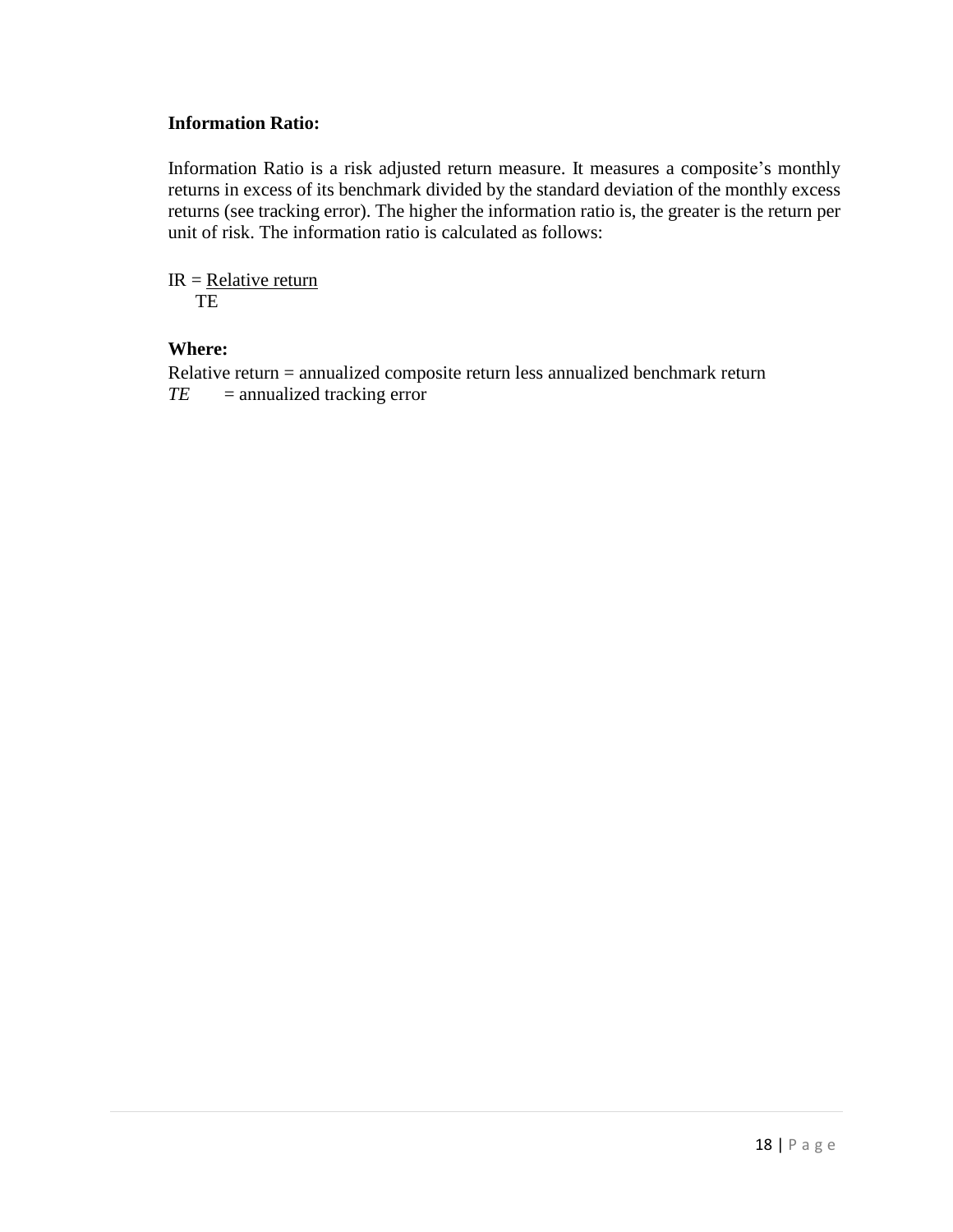**Information Ratio:**

Information Ratio is a risk adjusted return measure. It measures a composite's monthly returns in excess of its benchmark divided by the standard deviation of the monthly excess returns (see tracking error). The higher the information ratio is, the greater is the return per unit of risk. The information ratio is calculated as follows:

$$IR = \frac{\text{Relative return}}{TE}$$

**Where:**

Relative return = annualized composite return less annualized benchmark return
*TE* = annualized tracking error